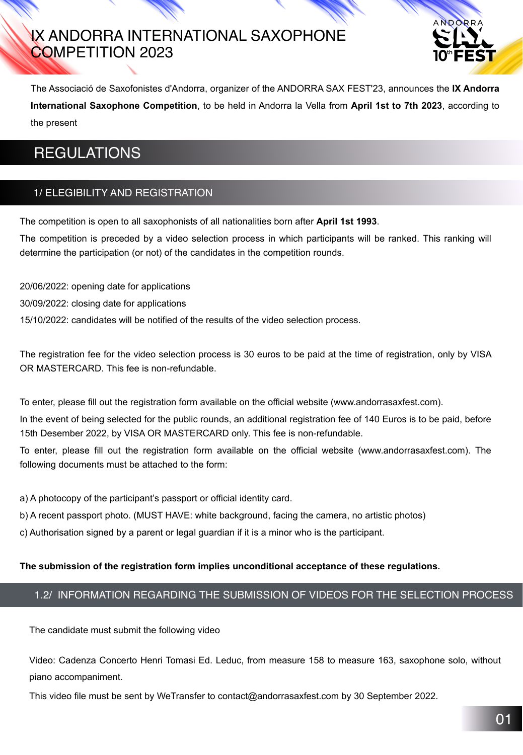# IX ANDORRA INTERNATIONAL SAXOPHONE COMPETITION 2023

The Associació de Saxofonistes d'Andorra, organizer of the ANDORRA SAX FEST'23, announces the **IX Andorra International Saxophone Competition**, to be held in Andorra la Vella from **April 1st to 7th 2023**, according to the present

## REGULATIONS

### 1/ ELEGIBILITY AND REGISTRATION

The competition is open to all saxophonists of all nationalities born after **April 1st 1993**.

The competition is preceded by a video selection process in which participants will be ranked. This ranking will determine the participation (or not) of the candidates in the competition rounds.

20/06/2022: opening date for applications

30/09/2022: closing date for applications

15/10/2022: candidates will be notified of the results of the video selection process.

The registration fee for the video selection process is 30 euros to be paid at the time of registration, only by VISA OR MASTERCARD. This fee is non-refundable.

To enter, please fill out the registration form available on the official website (www.andorrasaxfest.com).

In the event of being selected for the public rounds, an additional registration fee of 140 Euros is to be paid, before 15th Desember 2022, by VISA OR MASTERCARD only. This fee is non-refundable.

To enter, please fill out the registration form available on the official website (www.andorrasaxfest.com). The following documents must be attached to the form:

a) A photocopy of the participant's passport or official identity card.

b) A recent passport photo. (MUST HAVE: white background, facing the camera, no artistic photos)

c) Authorisation signed by a parent or legal guardian if it is a minor who is the participant.

**The submission of the registration form implies unconditional acceptance of these regulations.**

### 1.2/ INFORMATION REGARDING THE SUBMISSION OF VIDEOS FOR THE SELECTION PROCESS

The candidate must submit the following video

Video: Cadenza Concerto Henri Tomasi Ed. Leduc, from measure 158 to measure 163, saxophone solo, without piano accompaniment.

This video file must be sent by WeTransfer to contact@andorrasaxfest.com by 30 September 2022.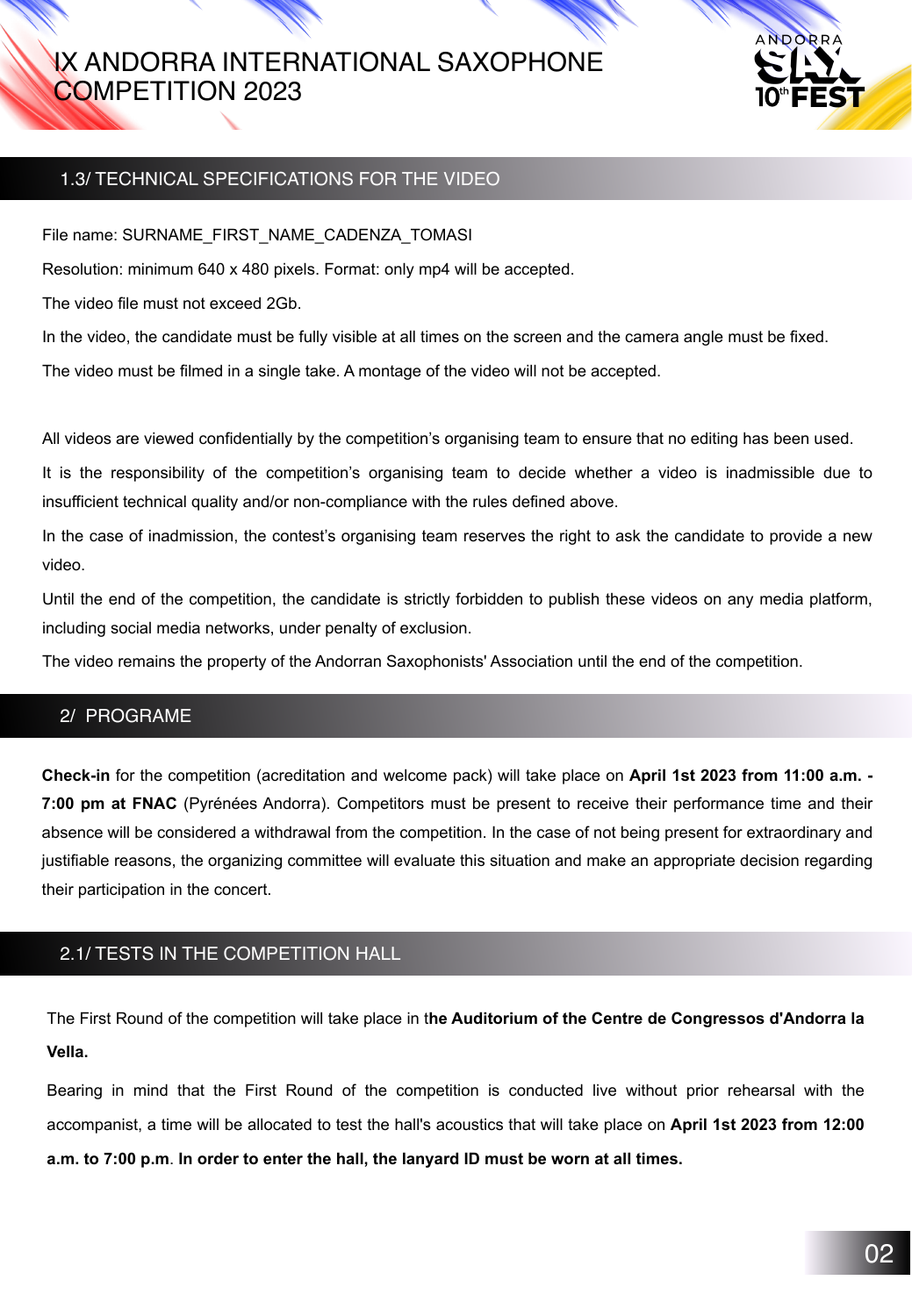## 1.3/ TECHNICAL SPECIFICATIONS FOR THE VIDEO

File name: SURNAME_FIRST_NAME_CADENZA_TOMASI

Resolution: minimum 640 x 480 pixels. Format: only mp4 will be accepted.

The video file must not exceed 2Gb.

In the video, the candidate must be fully visible at all times on the screen and the camera angle must be fixed.

The video must be filmed in a single take. A montage of the video will not be accepted.

All videos are viewed confidentially by the competition's organising team to ensure that no editing has been used.

It is the responsibility of the competition's organising team to decide whether a video is inadmissible due to insufficient technical quality and/or non-compliance with the rules defined above.

In the case of inadmission, the contest's organising team reserves the right to ask the candidate to provide a new video.

Until the end of the competition, the candidate is strictly forbidden to publish these videos on any media platform, including social media networks, under penalty of exclusion.

The video remains the property of the Andorran Saxophonists' Association until the end of the competition.

## 2/ PROGRAME

**Check-in** for the competition (acreditation and welcome pack) will take place on **April 1st 2023 from 11:00 a.m. - 7:00 pm at FNAC** (Pyrénées Andorra). Competitors must be present to receive their performance time and their absence will be considered a withdrawal from the competition. In the case of not being present for extraordinary and justifiable reasons, the organizing committee will evaluate this situation and make an appropriate decision regarding their participation in the concert.

## 2.1/ TESTS IN THE COMPETITION HALL

The First Round of the competition will take place in t**he Auditorium of the Centre de Congressos d'Andorra la Vella.**

Bearing in mind that the First Round of the competition is conducted live without prior rehearsal with the accompanist, a time will be allocated to test the hall's acoustics that will take place on **April 1st 2023 from 12:00 a.m. to 7:00 p.m**. **In order to enter the hall, the lanyard ID must be worn at all times.**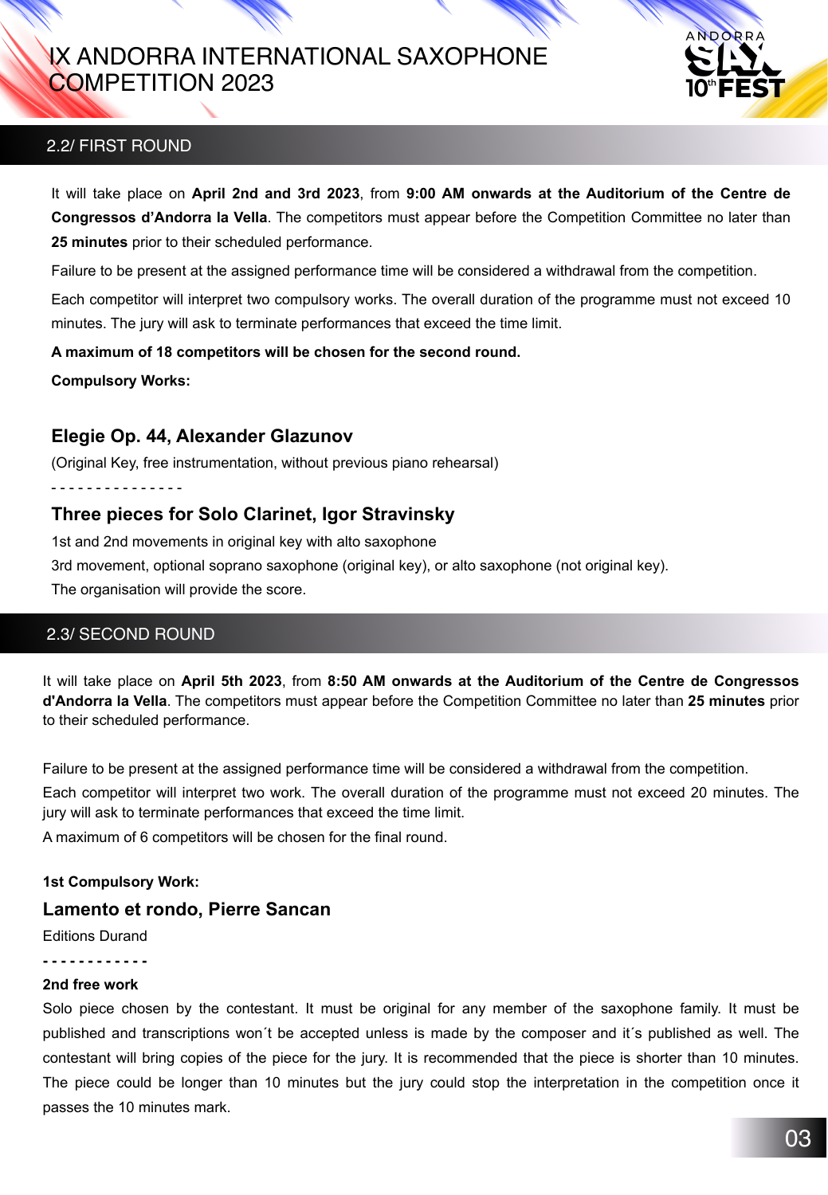## 2.2/ FIRST ROUND

It will take place on **April 2nd and 3rd 2023**, from **9:00 AM onwards at the Auditorium of the Centre de Congressos d'Andorra la Vella**. The competitors must appear before the Competition Committee no later than **25 minutes** prior to their scheduled performance.

Failure to be present at the assigned performance time will be considered a withdrawal from the competition.

Each competitor will interpret two compulsory works. The overall duration of the programme must not exceed 10 minutes. The jury will ask to terminate performances that exceed the time limit.

**A maximum of 18 competitors will be chosen for the second round.**

**Compulsory Works:**

### Elegie Op. 44, Alexander Glazunov

(Original Key, free instrumentation, without previous piano rehearsal)

- - - - - - - - - - - - - - -

### Three pieces for Solo Clarinet, Igor Stravinsky

1st and 2nd movements in original key with alto saxophone

3rd movement, optional soprano saxophone (original key), or alto saxophone (not original key).

The organisation will provide the score.

## 2.3/ SECOND ROUND

It will take place on **April 5th 2023**, from **8:50 AM onwards at the Auditorium of the Centre de Congressos d'Andorra la Vella**. The competitors must appear before the Competition Committee no later than **25 minutes** prior to their scheduled performance.

Failure to be present at the assigned performance time will be considered a withdrawal from the competition.

Each competitor will interpret two work. The overall duration of the programme must not exceed 20 minutes. The jury will ask to terminate performances that exceed the time limit.

A maximum of 6 competitors will be chosen for the final round.

**1st Compulsory Work:**

### Lamento et rondo, Pierre Sancan

Editions Durand

**- - - - - - - - - - - -**

**2nd free work**

Solo piece chosen by the contestant. It must be original for any member of the saxophone family. It must be published and transcriptions won´t be accepted unless is made by the composer and it´s published as well. The contestant will bring copies of the piece for the jury. It is recommended that the piece is shorter than 10 minutes. The piece could be longer than 10 minutes but the jury could stop the interpretation in the competition once it passes the 10 minutes mark.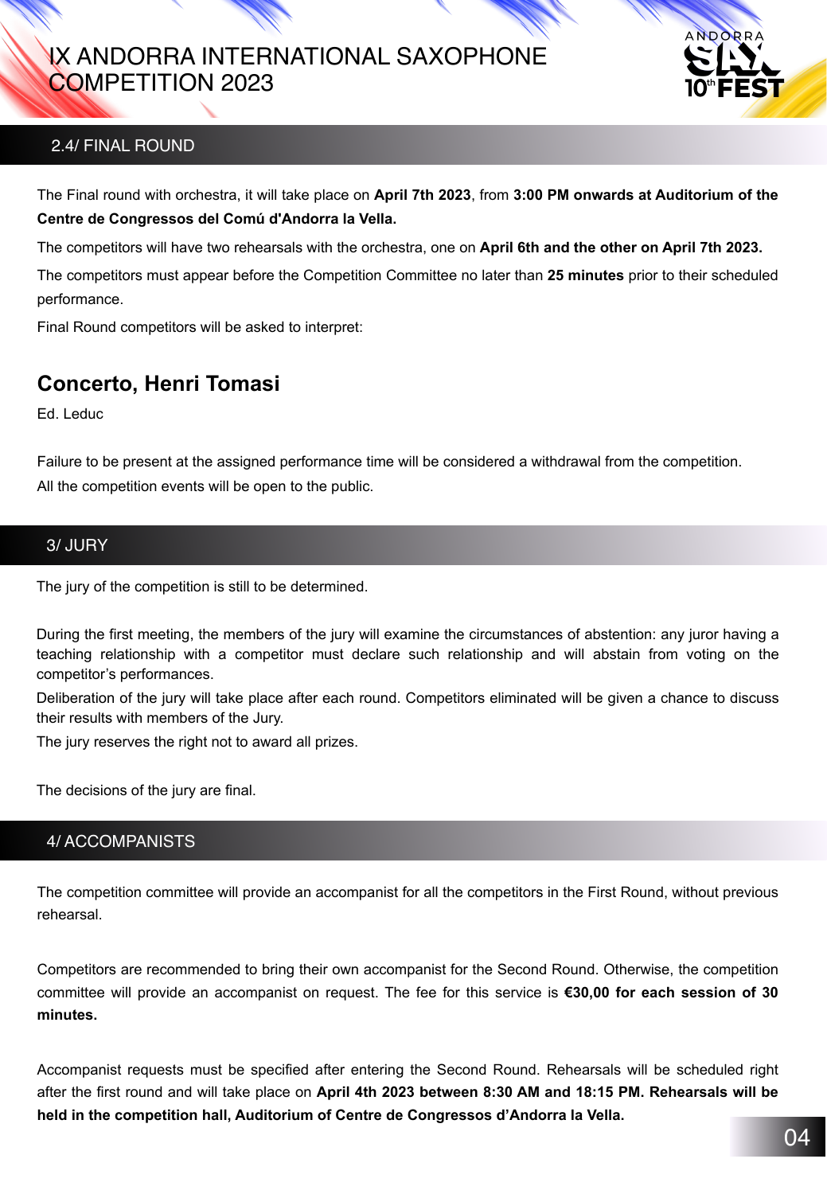## 2.4/ FINAL ROUND

The Final round with orchestra, it will take place on **April 7th 2023**, from **3:00 PM onwards at Auditorium of the Centre de Congressos del Comú d'Andorra la Vella.**

The competitors will have two rehearsals with the orchestra, one on **April 6th and the other on April 7th 2023.**

The competitors must appear before the Competition Committee no later than **25 minutes** prior to their scheduled performance.

Final Round competitors will be asked to interpret:

### Concerto, Henri Tomasi

Ed. Leduc

Failure to be present at the assigned performance time will be considered a withdrawal from the competition.

All the competition events will be open to the public.

## 3/ JURY

The jury of the competition is still to be determined.

During the first meeting, the members of the jury will examine the circumstances of abstention: any juror having a teaching relationship with a competitor must declare such relationship and will abstain from voting on the competitor's performances.

Deliberation of the jury will take place after each round. Competitors eliminated will be given a chance to discuss their results with members of the Jury.

The jury reserves the right not to award all prizes.

The decisions of the jury are final.

## 4/ ACCOMPANISTS

The competition committee will provide an accompanist for all the competitors in the First Round, without previous rehearsal.

Competitors are recommended to bring their own accompanist for the Second Round. Otherwise, the competition committee will provide an accompanist on request. The fee for this service is **€30,00 for each session of 30 minutes.**

Accompanist requests must be specified after entering the Second Round. Rehearsals will be scheduled right after the first round and will take place on **April 4th 2023 between 8:30 AM and 18:15 PM. Rehearsals will be held in the competition hall, Auditorium of Centre de Congressos d'Andorra la Vella.**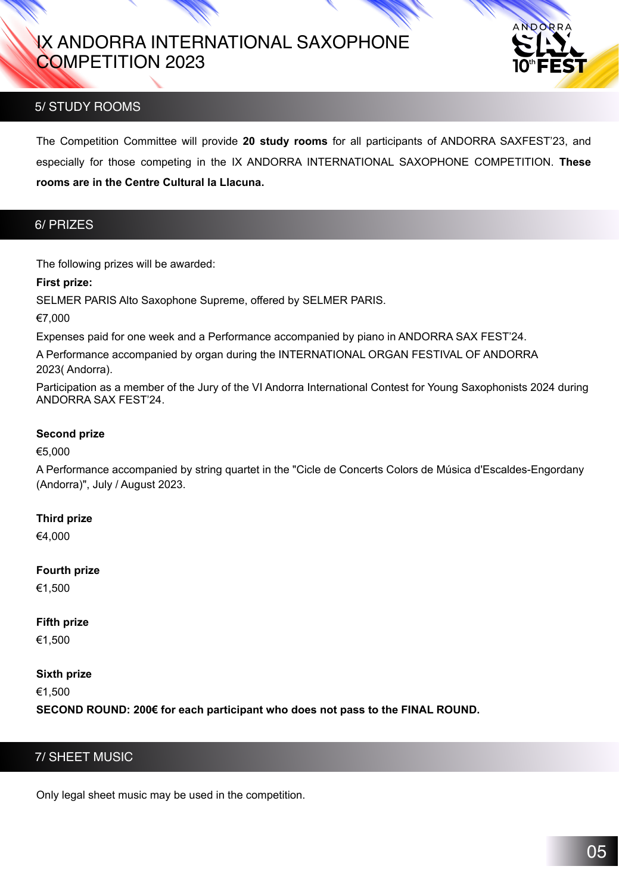## 5/ STUDY ROOMS

The Competition Committee will provide **20 study rooms** for all participants of ANDORRA SAXFEST'23, and especially for those competing in the IX ANDORRA INTERNATIONAL SAXOPHONE COMPETITION. **These rooms are in the Centre Cultural la Llacuna.**

## 6/ PRIZES

The following prizes will be awarded:

**First prize:**

SELMER PARIS Alto Saxophone Supreme, offered by SELMER PARIS.

€7,000

Expenses paid for one week and a Performance accompanied by piano in ANDORRA SAX FEST'24.

A Performance accompanied by organ during the INTERNATIONAL ORGAN FESTIVAL OF ANDORRA 2023( Andorra).

Participation as a member of the Jury of the VI Andorra International Contest for Young Saxophonists 2024 during ANDORRA SAX FEST'24.

**Second prize**

€5,000

A Performance accompanied by string quartet in the "Cicle de Concerts Colors de Música d'Escaldes-Engordany (Andorra)", July / August 2023.

**Third prize**

€4,000

**Fourth prize**

€1,500

**Fifth prize**

€1,500

**Sixth prize**

€1,500

**SECOND ROUND: 200€ for each participant who does not pass to the FINAL ROUND.**

## 7/ SHEET MUSIC

Only legal sheet music may be used in the competition.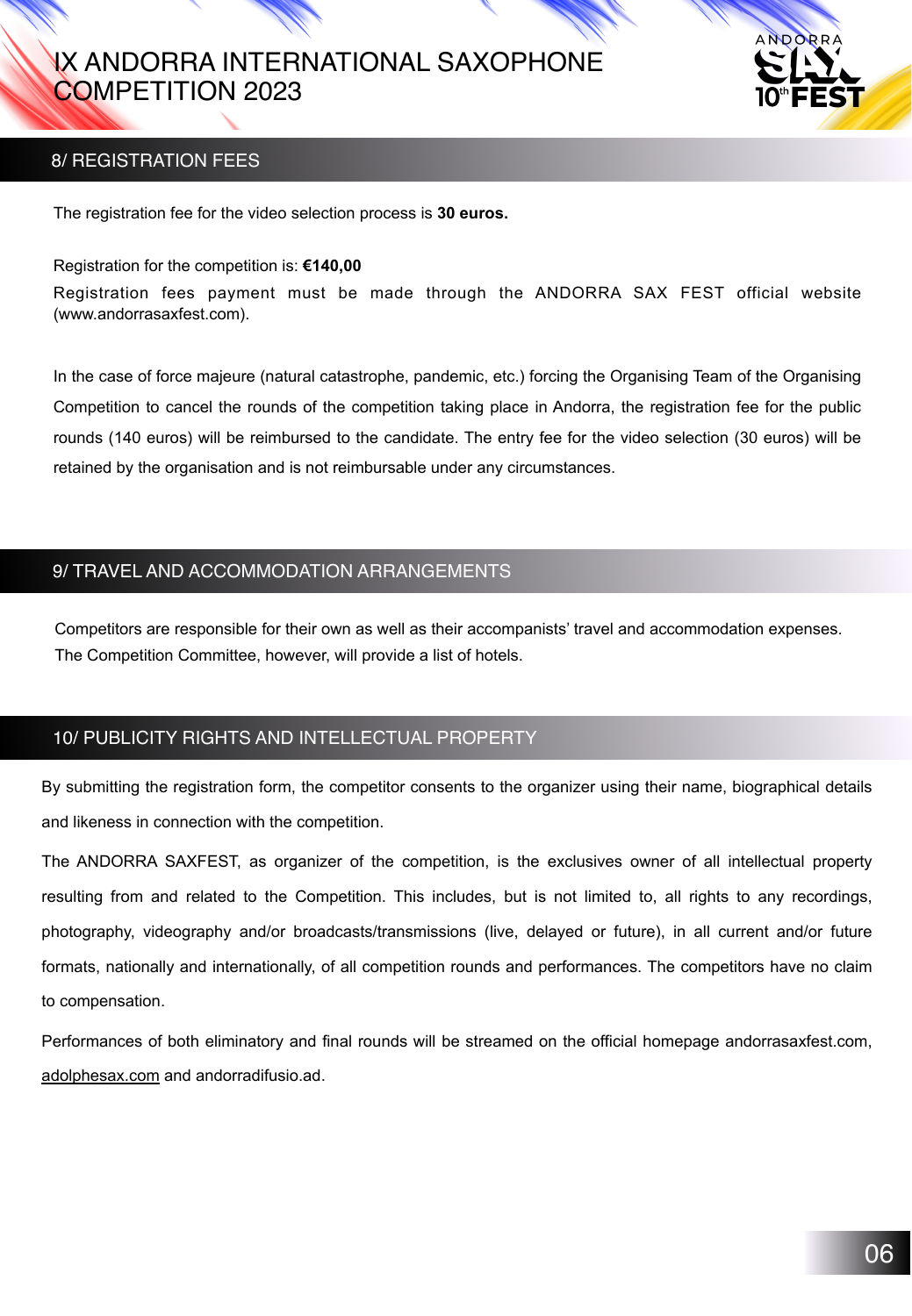## 8/ REGISTRATION FEES

The registration fee for the video selection process is **30 euros.**

Registration for the competition is: **€140,00**

Registration fees payment must be made through the ANDORRA SAX FEST official website (www.andorrasaxfest.com).

In the case of force majeure (natural catastrophe, pandemic, etc.) forcing the Organising Team of the Organising Competition to cancel the rounds of the competition taking place in Andorra, the registration fee for the public rounds (140 euros) will be reimbursed to the candidate. The entry fee for the video selection (30 euros) will be retained by the organisation and is not reimbursable under any circumstances.

## 9/ TRAVEL AND ACCOMMODATION ARRANGEMENTS

Competitors are responsible for their own as well as their accompanists' travel and accommodation expenses. The Competition Committee, however, will provide a list of hotels.

## 10/ PUBLICITY RIGHTS AND INTELLECTUAL PROPERTY

By submitting the registration form, the competitor consents to the organizer using their name, biographical details and likeness in connection with the competition.

The ANDORRA SAXFEST, as organizer of the competition, is the exclusives owner of all intellectual property resulting from and related to the Competition. This includes, but is not limited to, all rights to any recordings, photography, videography and/or broadcasts/transmissions (live, delayed or future), in all current and/or future formats, nationally and internationally, of all competition rounds and performances. The competitors have no claim to compensation.

Performances of both eliminatory and final rounds will be streamed on the official homepage andorrasaxfest.com, adolphesax.com and andorradifusio.ad.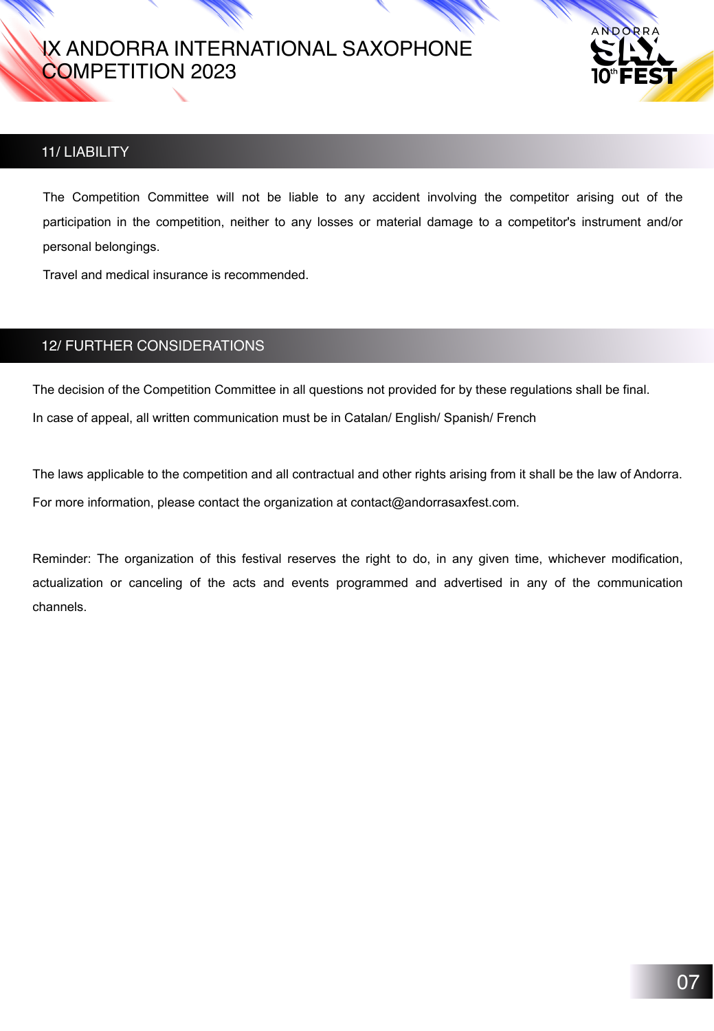## 11/ LIABILITY

The Competition Committee will not be liable to any accident involving the competitor arising out of the participation in the competition, neither to any losses or material damage to a competitor's instrument and/or personal belongings.

Travel and medical insurance is recommended.

## 12/ FURTHER CONSIDERATIONS

The decision of the Competition Committee in all questions not provided for by these regulations shall be final.

In case of appeal, all written communication must be in Catalan/ English/ Spanish/ French

The laws applicable to the competition and all contractual and other rights arising from it shall be the law of Andorra.

For more information, please contact the organization at contact@andorrasaxfest.com.

Reminder: The organization of this festival reserves the right to do, in any given time, whichever modification, actualization or canceling of the acts and events programmed and advertised in any of the communication channels.